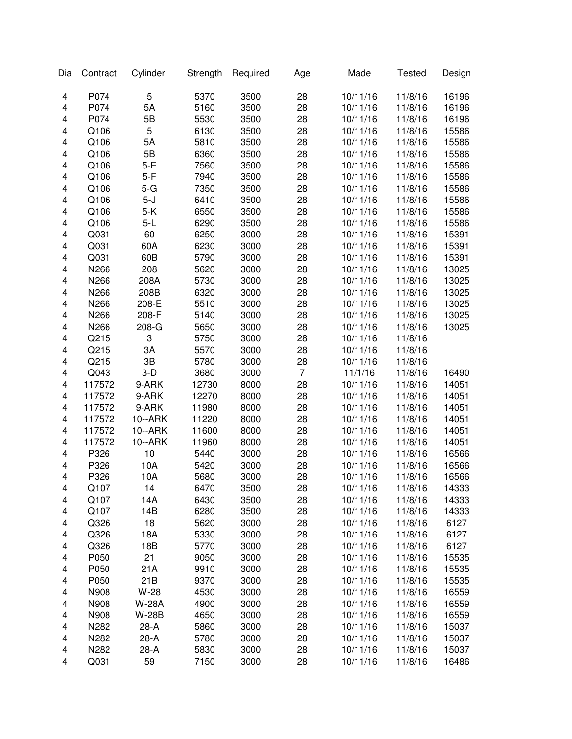| Dia | Contract | Cylinder | Strength | Required | Age | Made | Tested | Design |
|---|---|---|---|---|---|---|---|---|
| 4 | P074 | 5 | 5370 | 3500 | 28 | 10/11/16 | 11/8/16 | 16196 |
| 4 | P074 | 5A | 5160 | 3500 | 28 | 10/11/16 | 11/8/16 | 16196 |
| 4 | P074 | 5B | 5530 | 3500 | 28 | 10/11/16 | 11/8/16 | 16196 |
| 4 | Q106 | 5 | 6130 | 3500 | 28 | 10/11/16 | 11/8/16 | 15586 |
| 4 | Q106 | 5A | 5810 | 3500 | 28 | 10/11/16 | 11/8/16 | 15586 |
| 4 | Q106 | 5B | 6360 | 3500 | 28 | 10/11/16 | 11/8/16 | 15586 |
| 4 | Q106 | 5-E | 7560 | 3500 | 28 | 10/11/16 | 11/8/16 | 15586 |
| 4 | Q106 | 5-F | 7940 | 3500 | 28 | 10/11/16 | 11/8/16 | 15586 |
| 4 | Q106 | 5-G | 7350 | 3500 | 28 | 10/11/16 | 11/8/16 | 15586 |
| 4 | Q106 | 5-J | 6410 | 3500 | 28 | 10/11/16 | 11/8/16 | 15586 |
| 4 | Q106 | 5-K | 6550 | 3500 | 28 | 10/11/16 | 11/8/16 | 15586 |
| 4 | Q106 | 5-L | 6290 | 3500 | 28 | 10/11/16 | 11/8/16 | 15586 |
| 4 | Q031 | 60 | 6250 | 3000 | 28 | 10/11/16 | 11/8/16 | 15391 |
| 4 | Q031 | 60A | 6230 | 3000 | 28 | 10/11/16 | 11/8/16 | 15391 |
| 4 | Q031 | 60B | 5790 | 3000 | 28 | 10/11/16 | 11/8/16 | 15391 |
| 4 | N266 | 208 | 5620 | 3000 | 28 | 10/11/16 | 11/8/16 | 13025 |
| 4 | N266 | 208A | 5730 | 3000 | 28 | 10/11/16 | 11/8/16 | 13025 |
| 4 | N266 | 208B | 6320 | 3000 | 28 | 10/11/16 | 11/8/16 | 13025 |
| 4 | N266 | 208-E | 5510 | 3000 | 28 | 10/11/16 | 11/8/16 | 13025 |
| 4 | N266 | 208-F | 5140 | 3000 | 28 | 10/11/16 | 11/8/16 | 13025 |
| 4 | N266 | 208-G | 5650 | 3000 | 28 | 10/11/16 | 11/8/16 | 13025 |
| 4 | Q215 | 3 | 5750 | 3000 | 28 | 10/11/16 | 11/8/16 | |
| 4 | Q215 | 3A | 5570 | 3000 | 28 | 10/11/16 | 11/8/16 | |
| 4 | Q215 | 3B | 5780 | 3000 | 28 | 10/11/16 | 11/8/16 | |
| 4 | Q043 | 3-D | 3680 | 3000 | 7 | 11/1/16 | 11/8/16 | 16490 |
| 4 | 117572 | 9-ARK | 12730 | 8000 | 28 | 10/11/16 | 11/8/16 | 14051 |
| 4 | 117572 | 9-ARK | 12270 | 8000 | 28 | 10/11/16 | 11/8/16 | 14051 |
| 4 | 117572 | 9-ARK | 11980 | 8000 | 28 | 10/11/16 | 11/8/16 | 14051 |
| 4 | 117572 | 10--ARK | 11220 | 8000 | 28 | 10/11/16 | 11/8/16 | 14051 |
| 4 | 117572 | 10--ARK | 11600 | 8000 | 28 | 10/11/16 | 11/8/16 | 14051 |
| 4 | 117572 | 10--ARK | 11960 | 8000 | 28 | 10/11/16 | 11/8/16 | 14051 |
| 4 | P326 | 10 | 5440 | 3000 | 28 | 10/11/16 | 11/8/16 | 16566 |
| 4 | P326 | 10A | 5420 | 3000 | 28 | 10/11/16 | 11/8/16 | 16566 |
| 4 | P326 | 10A | 5680 | 3000 | 28 | 10/11/16 | 11/8/16 | 16566 |
| 4 | Q107 | 14 | 6470 | 3500 | 28 | 10/11/16 | 11/8/16 | 14333 |
| 4 | Q107 | 14A | 6430 | 3500 | 28 | 10/11/16 | 11/8/16 | 14333 |
| 4 | Q107 | 14B | 6280 | 3500 | 28 | 10/11/16 | 11/8/16 | 14333 |
| 4 | Q326 | 18 | 5620 | 3000 | 28 | 10/11/16 | 11/8/16 | 6127 |
| 4 | Q326 | 18A | 5330 | 3000 | 28 | 10/11/16 | 11/8/16 | 6127 |
| 4 | Q326 | 18B | 5770 | 3000 | 28 | 10/11/16 | 11/8/16 | 6127 |
| 4 | P050 | 21 | 9050 | 3000 | 28 | 10/11/16 | 11/8/16 | 15535 |
| 4 | P050 | 21A | 9910 | 3000 | 28 | 10/11/16 | 11/8/16 | 15535 |
| 4 | P050 | 21B | 9370 | 3000 | 28 | 10/11/16 | 11/8/16 | 15535 |
| 4 | N908 | W-28 | 4530 | 3000 | 28 | 10/11/16 | 11/8/16 | 16559 |
| 4 | N908 | W-28A | 4900 | 3000 | 28 | 10/11/16 | 11/8/16 | 16559 |
| 4 | N908 | W-28B | 4650 | 3000 | 28 | 10/11/16 | 11/8/16 | 16559 |
| 4 | N282 | 28-A | 5860 | 3000 | 28 | 10/11/16 | 11/8/16 | 15037 |
| 4 | N282 | 28-A | 5780 | 3000 | 28 | 10/11/16 | 11/8/16 | 15037 |
| 4 | N282 | 28-A | 5830 | 3000 | 28 | 10/11/16 | 11/8/16 | 15037 |
| 4 | Q031 | 59 | 7150 | 3000 | 28 | 10/11/16 | 11/8/16 | 16486 |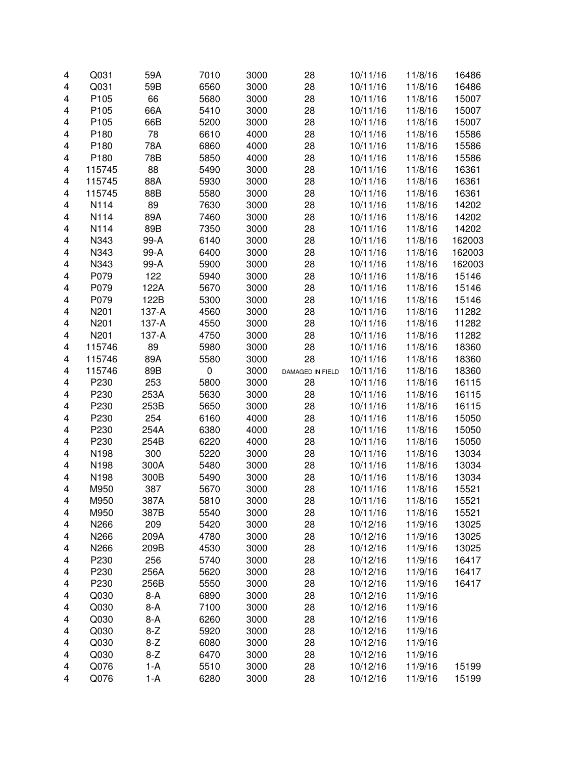| | | | | | | | | |
|---|---|---|---|---|---|---|---|---|
| 4 | Q031 | 59A | 7010 | 3000 | 28 | 10/11/16 | 11/8/16 | 16486 |
| 4 | Q031 | 59B | 6560 | 3000 | 28 | 10/11/16 | 11/8/16 | 16486 |
| 4 | P105 | 66 | 5680 | 3000 | 28 | 10/11/16 | 11/8/16 | 15007 |
| 4 | P105 | 66A | 5410 | 3000 | 28 | 10/11/16 | 11/8/16 | 15007 |
| 4 | P105 | 66B | 5200 | 3000 | 28 | 10/11/16 | 11/8/16 | 15007 |
| 4 | P180 | 78 | 6610 | 4000 | 28 | 10/11/16 | 11/8/16 | 15586 |
| 4 | P180 | 78A | 6860 | 4000 | 28 | 10/11/16 | 11/8/16 | 15586 |
| 4 | P180 | 78B | 5850 | 4000 | 28 | 10/11/16 | 11/8/16 | 15586 |
| 4 | 115745 | 88 | 5490 | 3000 | 28 | 10/11/16 | 11/8/16 | 16361 |
| 4 | 115745 | 88A | 5930 | 3000 | 28 | 10/11/16 | 11/8/16 | 16361 |
| 4 | 115745 | 88B | 5580 | 3000 | 28 | 10/11/16 | 11/8/16 | 16361 |
| 4 | N114 | 89 | 7630 | 3000 | 28 | 10/11/16 | 11/8/16 | 14202 |
| 4 | N114 | 89A | 7460 | 3000 | 28 | 10/11/16 | 11/8/16 | 14202 |
| 4 | N114 | 89B | 7350 | 3000 | 28 | 10/11/16 | 11/8/16 | 14202 |
| 4 | N343 | 99-A | 6140 | 3000 | 28 | 10/11/16 | 11/8/16 | 162003 |
| 4 | N343 | 99-A | 6400 | 3000 | 28 | 10/11/16 | 11/8/16 | 162003 |
| 4 | N343 | 99-A | 5900 | 3000 | 28 | 10/11/16 | 11/8/16 | 162003 |
| 4 | P079 | 122 | 5940 | 3000 | 28 | 10/11/16 | 11/8/16 | 15146 |
| 4 | P079 | 122A | 5670 | 3000 | 28 | 10/11/16 | 11/8/16 | 15146 |
| 4 | P079 | 122B | 5300 | 3000 | 28 | 10/11/16 | 11/8/16 | 15146 |
| 4 | N201 | 137-A | 4560 | 3000 | 28 | 10/11/16 | 11/8/16 | 11282 |
| 4 | N201 | 137-A | 4550 | 3000 | 28 | 10/11/16 | 11/8/16 | 11282 |
| 4 | N201 | 137-A | 4750 | 3000 | 28 | 10/11/16 | 11/8/16 | 11282 |
| 4 | 115746 | 89 | 5980 | 3000 | 28 | 10/11/16 | 11/8/16 | 18360 |
| 4 | 115746 | 89A | 5580 | 3000 | 28 | 10/11/16 | 11/8/16 | 18360 |
| 4 | 115746 | 89B | 0 | 3000 | DAMAGED IN FIELD | 10/11/16 | 11/8/16 | 18360 |
| 4 | P230 | 253 | 5800 | 3000 | 28 | 10/11/16 | 11/8/16 | 16115 |
| 4 | P230 | 253A | 5630 | 3000 | 28 | 10/11/16 | 11/8/16 | 16115 |
| 4 | P230 | 253B | 5650 | 3000 | 28 | 10/11/16 | 11/8/16 | 16115 |
| 4 | P230 | 254 | 6160 | 4000 | 28 | 10/11/16 | 11/8/16 | 15050 |
| 4 | P230 | 254A | 6380 | 4000 | 28 | 10/11/16 | 11/8/16 | 15050 |
| 4 | P230 | 254B | 6220 | 4000 | 28 | 10/11/16 | 11/8/16 | 15050 |
| 4 | N198 | 300 | 5220 | 3000 | 28 | 10/11/16 | 11/8/16 | 13034 |
| 4 | N198 | 300A | 5480 | 3000 | 28 | 10/11/16 | 11/8/16 | 13034 |
| 4 | N198 | 300B | 5490 | 3000 | 28 | 10/11/16 | 11/8/16 | 13034 |
| 4 | M950 | 387 | 5670 | 3000 | 28 | 10/11/16 | 11/8/16 | 15521 |
| 4 | M950 | 387A | 5810 | 3000 | 28 | 10/11/16 | 11/8/16 | 15521 |
| 4 | M950 | 387B | 5540 | 3000 | 28 | 10/11/16 | 11/8/16 | 15521 |
| 4 | N266 | 209 | 5420 | 3000 | 28 | 10/12/16 | 11/9/16 | 13025 |
| 4 | N266 | 209A | 4780 | 3000 | 28 | 10/12/16 | 11/9/16 | 13025 |
| 4 | N266 | 209B | 4530 | 3000 | 28 | 10/12/16 | 11/9/16 | 13025 |
| 4 | P230 | 256 | 5740 | 3000 | 28 | 10/12/16 | 11/9/16 | 16417 |
| 4 | P230 | 256A | 5620 | 3000 | 28 | 10/12/16 | 11/9/16 | 16417 |
| 4 | P230 | 256B | 5550 | 3000 | 28 | 10/12/16 | 11/9/16 | 16417 |
| 4 | Q030 | 8-A | 6890 | 3000 | 28 | 10/12/16 | 11/9/16 | |
| 4 | Q030 | 8-A | 7100 | 3000 | 28 | 10/12/16 | 11/9/16 | |
| 4 | Q030 | 8-A | 6260 | 3000 | 28 | 10/12/16 | 11/9/16 | |
| 4 | Q030 | 8-Z | 5920 | 3000 | 28 | 10/12/16 | 11/9/16 | |
| 4 | Q030 | 8-Z | 6080 | 3000 | 28 | 10/12/16 | 11/9/16 | |
| 4 | Q030 | 8-Z | 6470 | 3000 | 28 | 10/12/16 | 11/9/16 | |
| 4 | Q076 | 1-A | 5510 | 3000 | 28 | 10/12/16 | 11/9/16 | 15199 |
| 4 | Q076 | 1-A | 6280 | 3000 | 28 | 10/12/16 | 11/9/16 | 15199 |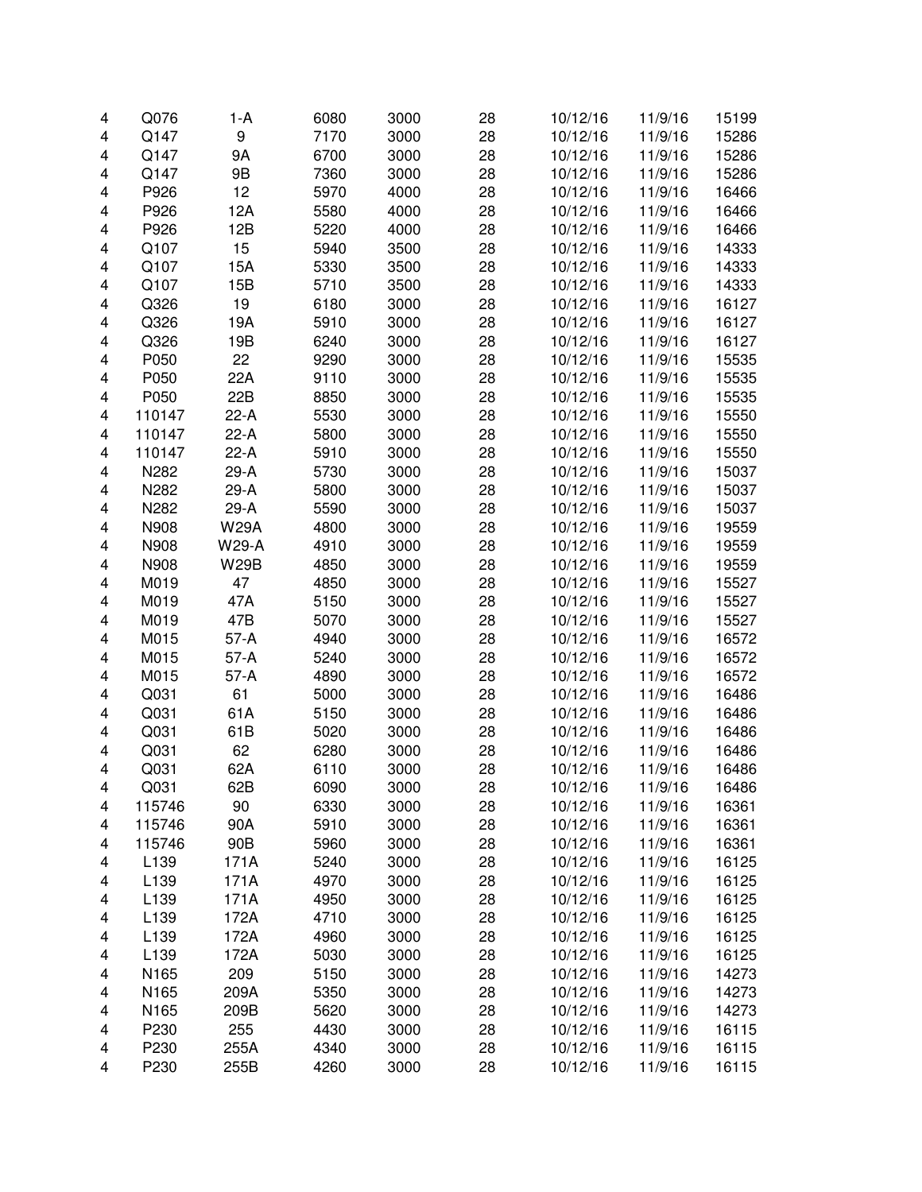| | | | | | | | | |
|---|---|---|---|---|---|---|---|---|
| 4 | Q076 | 1-A | 6080 | 3000 | 28 | 10/12/16 | 11/9/16 | 15199 |
| 4 | Q147 | 9 | 7170 | 3000 | 28 | 10/12/16 | 11/9/16 | 15286 |
| 4 | Q147 | 9A | 6700 | 3000 | 28 | 10/12/16 | 11/9/16 | 15286 |
| 4 | Q147 | 9B | 7360 | 3000 | 28 | 10/12/16 | 11/9/16 | 15286 |
| 4 | P926 | 12 | 5970 | 4000 | 28 | 10/12/16 | 11/9/16 | 16466 |
| 4 | P926 | 12A | 5580 | 4000 | 28 | 10/12/16 | 11/9/16 | 16466 |
| 4 | P926 | 12B | 5220 | 4000 | 28 | 10/12/16 | 11/9/16 | 16466 |
| 4 | Q107 | 15 | 5940 | 3500 | 28 | 10/12/16 | 11/9/16 | 14333 |
| 4 | Q107 | 15A | 5330 | 3500 | 28 | 10/12/16 | 11/9/16 | 14333 |
| 4 | Q107 | 15B | 5710 | 3500 | 28 | 10/12/16 | 11/9/16 | 14333 |
| 4 | Q326 | 19 | 6180 | 3000 | 28 | 10/12/16 | 11/9/16 | 16127 |
| 4 | Q326 | 19A | 5910 | 3000 | 28 | 10/12/16 | 11/9/16 | 16127 |
| 4 | Q326 | 19B | 6240 | 3000 | 28 | 10/12/16 | 11/9/16 | 16127 |
| 4 | P050 | 22 | 9290 | 3000 | 28 | 10/12/16 | 11/9/16 | 15535 |
| 4 | P050 | 22A | 9110 | 3000 | 28 | 10/12/16 | 11/9/16 | 15535 |
| 4 | P050 | 22B | 8850 | 3000 | 28 | 10/12/16 | 11/9/16 | 15535 |
| 4 | 110147 | 22-A | 5530 | 3000 | 28 | 10/12/16 | 11/9/16 | 15550 |
| 4 | 110147 | 22-A | 5800 | 3000 | 28 | 10/12/16 | 11/9/16 | 15550 |
| 4 | 110147 | 22-A | 5910 | 3000 | 28 | 10/12/16 | 11/9/16 | 15550 |
| 4 | N282 | 29-A | 5730 | 3000 | 28 | 10/12/16 | 11/9/16 | 15037 |
| 4 | N282 | 29-A | 5800 | 3000 | 28 | 10/12/16 | 11/9/16 | 15037 |
| 4 | N282 | 29-A | 5590 | 3000 | 28 | 10/12/16 | 11/9/16 | 15037 |
| 4 | N908 | W29A | 4800 | 3000 | 28 | 10/12/16 | 11/9/16 | 19559 |
| 4 | N908 | W29-A | 4910 | 3000 | 28 | 10/12/16 | 11/9/16 | 19559 |
| 4 | N908 | W29B | 4850 | 3000 | 28 | 10/12/16 | 11/9/16 | 19559 |
| 4 | M019 | 47 | 4850 | 3000 | 28 | 10/12/16 | 11/9/16 | 15527 |
| 4 | M019 | 47A | 5150 | 3000 | 28 | 10/12/16 | 11/9/16 | 15527 |
| 4 | M019 | 47B | 5070 | 3000 | 28 | 10/12/16 | 11/9/16 | 15527 |
| 4 | M015 | 57-A | 4940 | 3000 | 28 | 10/12/16 | 11/9/16 | 16572 |
| 4 | M015 | 57-A | 5240 | 3000 | 28 | 10/12/16 | 11/9/16 | 16572 |
| 4 | M015 | 57-A | 4890 | 3000 | 28 | 10/12/16 | 11/9/16 | 16572 |
| 4 | Q031 | 61 | 5000 | 3000 | 28 | 10/12/16 | 11/9/16 | 16486 |
| 4 | Q031 | 61A | 5150 | 3000 | 28 | 10/12/16 | 11/9/16 | 16486 |
| 4 | Q031 | 61B | 5020 | 3000 | 28 | 10/12/16 | 11/9/16 | 16486 |
| 4 | Q031 | 62 | 6280 | 3000 | 28 | 10/12/16 | 11/9/16 | 16486 |
| 4 | Q031 | 62A | 6110 | 3000 | 28 | 10/12/16 | 11/9/16 | 16486 |
| 4 | Q031 | 62B | 6090 | 3000 | 28 | 10/12/16 | 11/9/16 | 16486 |
| 4 | 115746 | 90 | 6330 | 3000 | 28 | 10/12/16 | 11/9/16 | 16361 |
| 4 | 115746 | 90A | 5910 | 3000 | 28 | 10/12/16 | 11/9/16 | 16361 |
| 4 | 115746 | 90B | 5960 | 3000 | 28 | 10/12/16 | 11/9/16 | 16361 |
| 4 | L139 | 171A | 5240 | 3000 | 28 | 10/12/16 | 11/9/16 | 16125 |
| 4 | L139 | 171A | 4970 | 3000 | 28 | 10/12/16 | 11/9/16 | 16125 |
| 4 | L139 | 171A | 4950 | 3000 | 28 | 10/12/16 | 11/9/16 | 16125 |
| 4 | L139 | 172A | 4710 | 3000 | 28 | 10/12/16 | 11/9/16 | 16125 |
| 4 | L139 | 172A | 4960 | 3000 | 28 | 10/12/16 | 11/9/16 | 16125 |
| 4 | L139 | 172A | 5030 | 3000 | 28 | 10/12/16 | 11/9/16 | 16125 |
| 4 | N165 | 209 | 5150 | 3000 | 28 | 10/12/16 | 11/9/16 | 14273 |
| 4 | N165 | 209A | 5350 | 3000 | 28 | 10/12/16 | 11/9/16 | 14273 |
| 4 | N165 | 209B | 5620 | 3000 | 28 | 10/12/16 | 11/9/16 | 14273 |
| 4 | P230 | 255 | 4430 | 3000 | 28 | 10/12/16 | 11/9/16 | 16115 |
| 4 | P230 | 255A | 4340 | 3000 | 28 | 10/12/16 | 11/9/16 | 16115 |
| 4 | P230 | 255B | 4260 | 3000 | 28 | 10/12/16 | 11/9/16 | 16115 |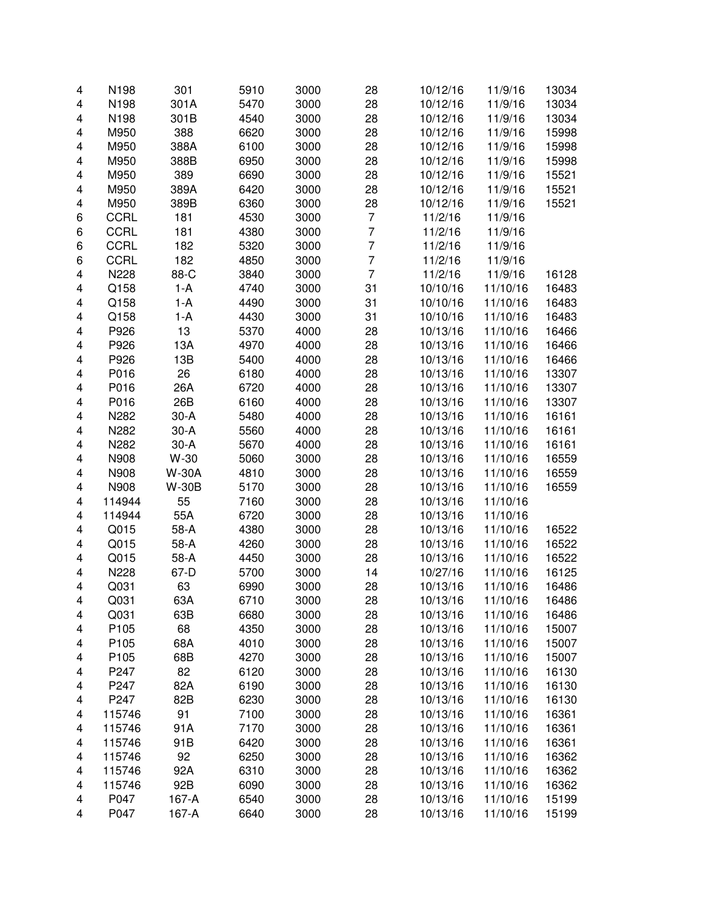| | | | | | | | | |
|---|---|---|---|---|---|---|---|---|
| 4 | N198 | 301 | 5910 | 3000 | 28 | 10/12/16 | 11/9/16 | 13034 |
| 4 | N198 | 301A | 5470 | 3000 | 28 | 10/12/16 | 11/9/16 | 13034 |
| 4 | N198 | 301B | 4540 | 3000 | 28 | 10/12/16 | 11/9/16 | 13034 |
| 4 | M950 | 388 | 6620 | 3000 | 28 | 10/12/16 | 11/9/16 | 15998 |
| 4 | M950 | 388A | 6100 | 3000 | 28 | 10/12/16 | 11/9/16 | 15998 |
| 4 | M950 | 388B | 6950 | 3000 | 28 | 10/12/16 | 11/9/16 | 15998 |
| 4 | M950 | 389 | 6690 | 3000 | 28 | 10/12/16 | 11/9/16 | 15521 |
| 4 | M950 | 389A | 6420 | 3000 | 28 | 10/12/16 | 11/9/16 | 15521 |
| 4 | M950 | 389B | 6360 | 3000 | 28 | 10/12/16 | 11/9/16 | 15521 |
| 6 | CCRL | 181 | 4530 | 3000 | 7 | 11/2/16 | 11/9/16 | |
| 6 | CCRL | 181 | 4380 | 3000 | 7 | 11/2/16 | 11/9/16 | |
| 6 | CCRL | 182 | 5320 | 3000 | 7 | 11/2/16 | 11/9/16 | |
| 6 | CCRL | 182 | 4850 | 3000 | 7 | 11/2/16 | 11/9/16 | |
| 4 | N228 | 88-C | 3840 | 3000 | 7 | 11/2/16 | 11/9/16 | 16128 |
| 4 | Q158 | 1-A | 4740 | 3000 | 31 | 10/10/16 | 11/10/16 | 16483 |
| 4 | Q158 | 1-A | 4490 | 3000 | 31 | 10/10/16 | 11/10/16 | 16483 |
| 4 | Q158 | 1-A | 4430 | 3000 | 31 | 10/10/16 | 11/10/16 | 16483 |
| 4 | P926 | 13 | 5370 | 4000 | 28 | 10/13/16 | 11/10/16 | 16466 |
| 4 | P926 | 13A | 4970 | 4000 | 28 | 10/13/16 | 11/10/16 | 16466 |
| 4 | P926 | 13B | 5400 | 4000 | 28 | 10/13/16 | 11/10/16 | 16466 |
| 4 | P016 | 26 | 6180 | 4000 | 28 | 10/13/16 | 11/10/16 | 13307 |
| 4 | P016 | 26A | 6720 | 4000 | 28 | 10/13/16 | 11/10/16 | 13307 |
| 4 | P016 | 26B | 6160 | 4000 | 28 | 10/13/16 | 11/10/16 | 13307 |
| 4 | N282 | 30-A | 5480 | 4000 | 28 | 10/13/16 | 11/10/16 | 16161 |
| 4 | N282 | 30-A | 5560 | 4000 | 28 | 10/13/16 | 11/10/16 | 16161 |
| 4 | N282 | 30-A | 5670 | 4000 | 28 | 10/13/16 | 11/10/16 | 16161 |
| 4 | N908 | W-30 | 5060 | 3000 | 28 | 10/13/16 | 11/10/16 | 16559 |
| 4 | N908 | W-30A | 4810 | 3000 | 28 | 10/13/16 | 11/10/16 | 16559 |
| 4 | N908 | W-30B | 5170 | 3000 | 28 | 10/13/16 | 11/10/16 | 16559 |
| 4 | 114944 | 55 | 7160 | 3000 | 28 | 10/13/16 | 11/10/16 | |
| 4 | 114944 | 55A | 6720 | 3000 | 28 | 10/13/16 | 11/10/16 | |
| 4 | Q015 | 58-A | 4380 | 3000 | 28 | 10/13/16 | 11/10/16 | 16522 |
| 4 | Q015 | 58-A | 4260 | 3000 | 28 | 10/13/16 | 11/10/16 | 16522 |
| 4 | Q015 | 58-A | 4450 | 3000 | 28 | 10/13/16 | 11/10/16 | 16522 |
| 4 | N228 | 67-D | 5700 | 3000 | 14 | 10/27/16 | 11/10/16 | 16125 |
| 4 | Q031 | 63 | 6990 | 3000 | 28 | 10/13/16 | 11/10/16 | 16486 |
| 4 | Q031 | 63A | 6710 | 3000 | 28 | 10/13/16 | 11/10/16 | 16486 |
| 4 | Q031 | 63B | 6680 | 3000 | 28 | 10/13/16 | 11/10/16 | 16486 |
| 4 | P105 | 68 | 4350 | 3000 | 28 | 10/13/16 | 11/10/16 | 15007 |
| 4 | P105 | 68A | 4010 | 3000 | 28 | 10/13/16 | 11/10/16 | 15007 |
| 4 | P105 | 68B | 4270 | 3000 | 28 | 10/13/16 | 11/10/16 | 15007 |
| 4 | P247 | 82 | 6120 | 3000 | 28 | 10/13/16 | 11/10/16 | 16130 |
| 4 | P247 | 82A | 6190 | 3000 | 28 | 10/13/16 | 11/10/16 | 16130 |
| 4 | P247 | 82B | 6230 | 3000 | 28 | 10/13/16 | 11/10/16 | 16130 |
| 4 | 115746 | 91 | 7100 | 3000 | 28 | 10/13/16 | 11/10/16 | 16361 |
| 4 | 115746 | 91A | 7170 | 3000 | 28 | 10/13/16 | 11/10/16 | 16361 |
| 4 | 115746 | 91B | 6420 | 3000 | 28 | 10/13/16 | 11/10/16 | 16361 |
| 4 | 115746 | 92 | 6250 | 3000 | 28 | 10/13/16 | 11/10/16 | 16362 |
| 4 | 115746 | 92A | 6310 | 3000 | 28 | 10/13/16 | 11/10/16 | 16362 |
| 4 | 115746 | 92B | 6090 | 3000 | 28 | 10/13/16 | 11/10/16 | 16362 |
| 4 | P047 | 167-A | 6540 | 3000 | 28 | 10/13/16 | 11/10/16 | 15199 |
| 4 | P047 | 167-A | 6640 | 3000 | 28 | 10/13/16 | 11/10/16 | 15199 |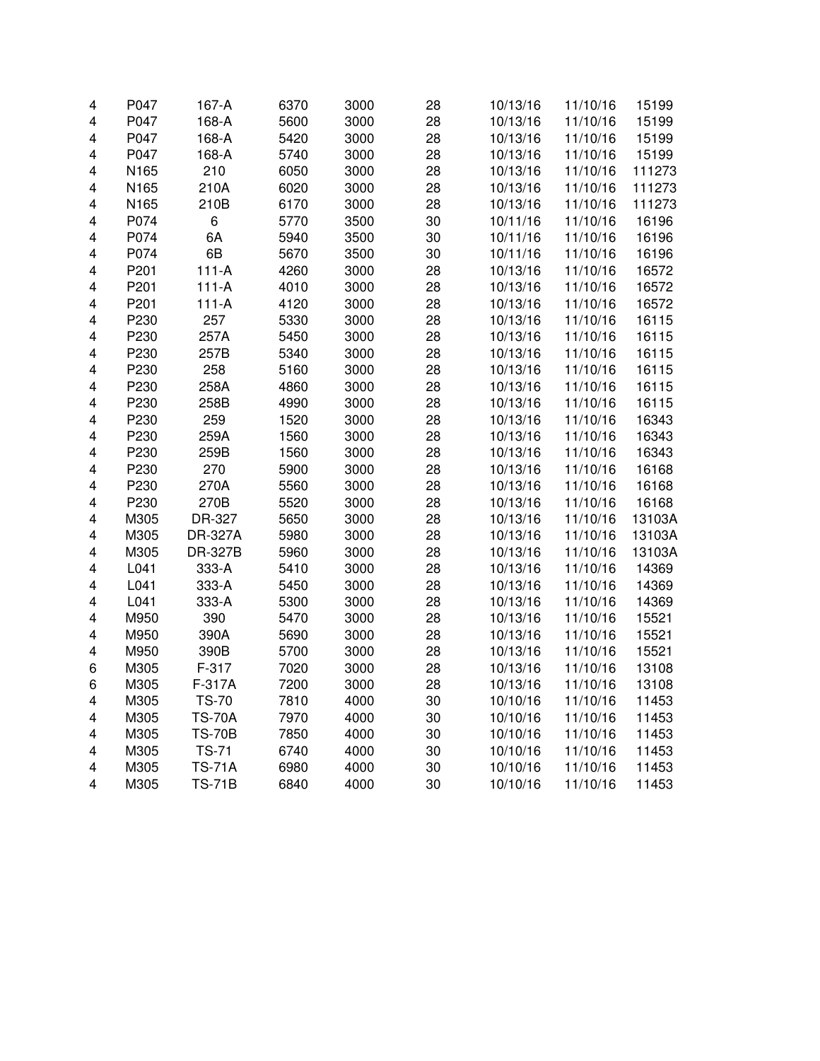| | | | | | | | | |
|---|---|---|---|---|---|---|---|---|
| 4 | P047 | 167-A | 6370 | 3000 | 28 | 10/13/16 | 11/10/16 | 15199 |
| 4 | P047 | 168-A | 5600 | 3000 | 28 | 10/13/16 | 11/10/16 | 15199 |
| 4 | P047 | 168-A | 5420 | 3000 | 28 | 10/13/16 | 11/10/16 | 15199 |
| 4 | P047 | 168-A | 5740 | 3000 | 28 | 10/13/16 | 11/10/16 | 15199 |
| 4 | N165 | 210 | 6050 | 3000 | 28 | 10/13/16 | 11/10/16 | 111273 |
| 4 | N165 | 210A | 6020 | 3000 | 28 | 10/13/16 | 11/10/16 | 111273 |
| 4 | N165 | 210B | 6170 | 3000 | 28 | 10/13/16 | 11/10/16 | 111273 |
| 4 | P074 | 6 | 5770 | 3500 | 30 | 10/11/16 | 11/10/16 | 16196 |
| 4 | P074 | 6A | 5940 | 3500 | 30 | 10/11/16 | 11/10/16 | 16196 |
| 4 | P074 | 6B | 5670 | 3500 | 30 | 10/11/16 | 11/10/16 | 16196 |
| 4 | P201 | 111-A | 4260 | 3000 | 28 | 10/13/16 | 11/10/16 | 16572 |
| 4 | P201 | 111-A | 4010 | 3000 | 28 | 10/13/16 | 11/10/16 | 16572 |
| 4 | P201 | 111-A | 4120 | 3000 | 28 | 10/13/16 | 11/10/16 | 16572 |
| 4 | P230 | 257 | 5330 | 3000 | 28 | 10/13/16 | 11/10/16 | 16115 |
| 4 | P230 | 257A | 5450 | 3000 | 28 | 10/13/16 | 11/10/16 | 16115 |
| 4 | P230 | 257B | 5340 | 3000 | 28 | 10/13/16 | 11/10/16 | 16115 |
| 4 | P230 | 258 | 5160 | 3000 | 28 | 10/13/16 | 11/10/16 | 16115 |
| 4 | P230 | 258A | 4860 | 3000 | 28 | 10/13/16 | 11/10/16 | 16115 |
| 4 | P230 | 258B | 4990 | 3000 | 28 | 10/13/16 | 11/10/16 | 16115 |
| 4 | P230 | 259 | 1520 | 3000 | 28 | 10/13/16 | 11/10/16 | 16343 |
| 4 | P230 | 259A | 1560 | 3000 | 28 | 10/13/16 | 11/10/16 | 16343 |
| 4 | P230 | 259B | 1560 | 3000 | 28 | 10/13/16 | 11/10/16 | 16343 |
| 4 | P230 | 270 | 5900 | 3000 | 28 | 10/13/16 | 11/10/16 | 16168 |
| 4 | P230 | 270A | 5560 | 3000 | 28 | 10/13/16 | 11/10/16 | 16168 |
| 4 | P230 | 270B | 5520 | 3000 | 28 | 10/13/16 | 11/10/16 | 16168 |
| 4 | M305 | DR-327 | 5650 | 3000 | 28 | 10/13/16 | 11/10/16 | 13103A |
| 4 | M305 | DR-327A | 5980 | 3000 | 28 | 10/13/16 | 11/10/16 | 13103A |
| 4 | M305 | DR-327B | 5960 | 3000 | 28 | 10/13/16 | 11/10/16 | 13103A |
| 4 | L041 | 333-A | 5410 | 3000 | 28 | 10/13/16 | 11/10/16 | 14369 |
| 4 | L041 | 333-A | 5450 | 3000 | 28 | 10/13/16 | 11/10/16 | 14369 |
| 4 | L041 | 333-A | 5300 | 3000 | 28 | 10/13/16 | 11/10/16 | 14369 |
| 4 | M950 | 390 | 5470 | 3000 | 28 | 10/13/16 | 11/10/16 | 15521 |
| 4 | M950 | 390A | 5690 | 3000 | 28 | 10/13/16 | 11/10/16 | 15521 |
| 4 | M950 | 390B | 5700 | 3000 | 28 | 10/13/16 | 11/10/16 | 15521 |
| 6 | M305 | F-317 | 7020 | 3000 | 28 | 10/13/16 | 11/10/16 | 13108 |
| 6 | M305 | F-317A | 7200 | 3000 | 28 | 10/13/16 | 11/10/16 | 13108 |
| 4 | M305 | TS-70 | 7810 | 4000 | 30 | 10/10/16 | 11/10/16 | 11453 |
| 4 | M305 | TS-70A | 7970 | 4000 | 30 | 10/10/16 | 11/10/16 | 11453 |
| 4 | M305 | TS-70B | 7850 | 4000 | 30 | 10/10/16 | 11/10/16 | 11453 |
| 4 | M305 | TS-71 | 6740 | 4000 | 30 | 10/10/16 | 11/10/16 | 11453 |
| 4 | M305 | TS-71A | 6980 | 4000 | 30 | 10/10/16 | 11/10/16 | 11453 |
| 4 | M305 | TS-71B | 6840 | 4000 | 30 | 10/10/16 | 11/10/16 | 11453 |